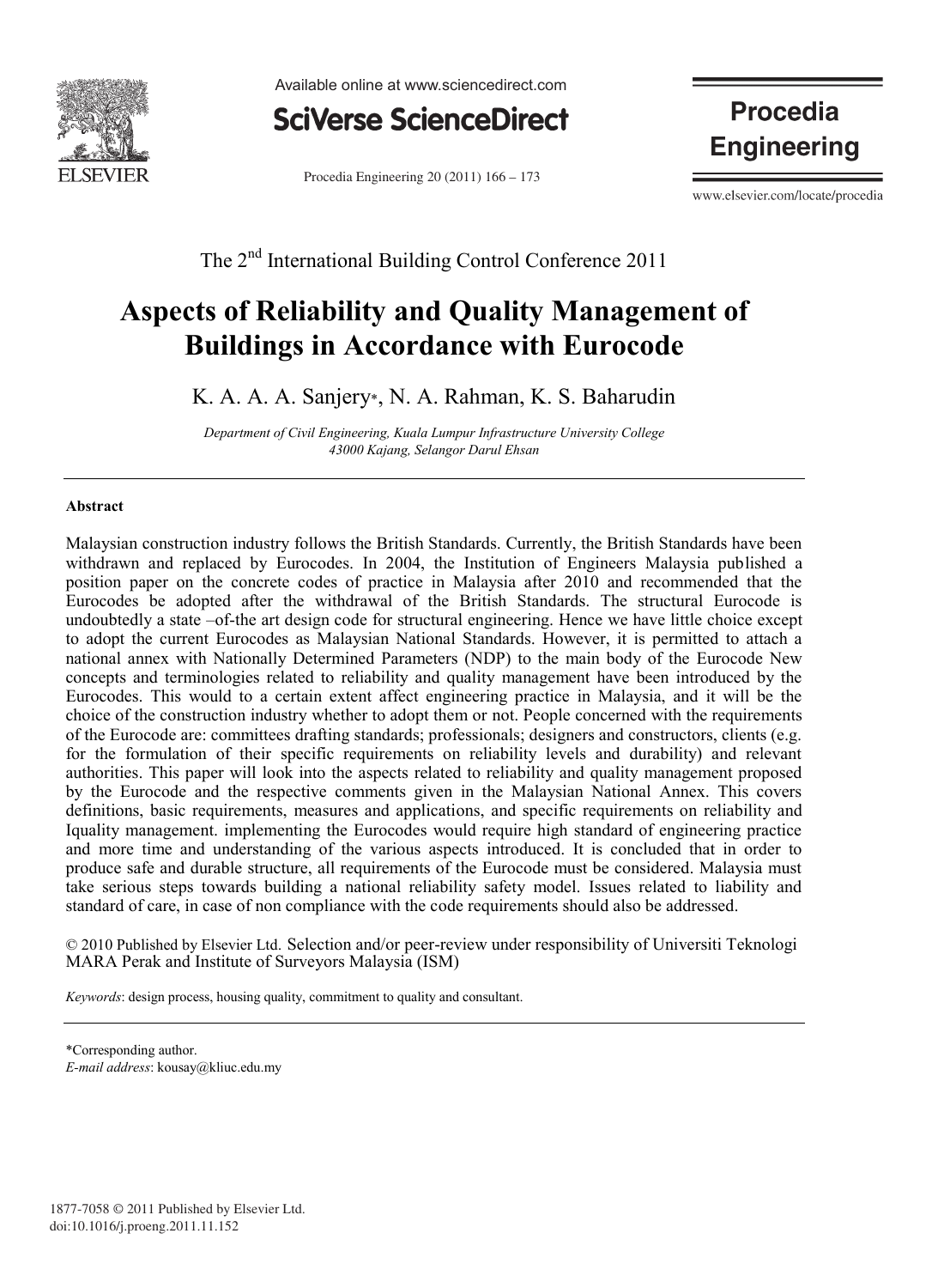The 2nd International Building Control Conference 2011

# Aspects of Reliability and Quality Management of Buildings in Accordance with Eurocode

K. A. A. A. Sanjery*, N. A. Rahman, K. S. Baharudin

*Department of Civil Engineering, Kuala Lumpur Infrastructure University College 43000 Kajang, Selangor Darul Ehsan*

## Abstract

Malaysian construction industry follows the British Standards. Currently, the British Standards have been withdrawn and replaced by Eurocodes. In 2004, the Institution of Engineers Malaysia published a position paper on the concrete codes of practice in Malaysia after 2010 and recommended that the Eurocodes be adopted after the withdrawal of the British Standards. The structural Eurocode is undoubtedly a state –of-the art design code for structural engineering. Hence we have little choice except to adopt the current Eurocodes as Malaysian National Standards. However, it is permitted to attach a national annex with Nationally Determined Parameters (NDP) to the main body of the Eurocode New concepts and terminologies related to reliability and quality management have been introduced by the Eurocodes. This would to a certain extent affect engineering practice in Malaysia, and it will be the choice of the construction industry whether to adopt them or not. People concerned with the requirements of the Eurocode are: committees drafting standards; professionals; designers and constructors, clients (e.g. for the formulation of their specific requirements on reliability levels and durability) and relevant authorities. This paper will look into the aspects related to reliability and quality management proposed by the Eurocode and the respective comments given in the Malaysian National Annex. This covers definitions, basic requirements, measures and applications, and specific requirements on reliability and Iquality management. implementing the Eurocodes would require high standard of engineering practice and more time and understanding of the various aspects introduced. It is concluded that in order to produce safe and durable structure, all requirements of the Eurocode must be considered. Malaysia must take serious steps towards building a national reliability safety model. Issues related to liability and standard of care, in case of non compliance with the code requirements should also be addressed.

© 2010 Published by Elsevier Ltd. Selection and/or peer-review under responsibility of Universiti Teknologi MARA Perak and Institute of Surveyors Malaysia (ISM)

*Keywords*: design process, housing quality, commitment to quality and consultant.

---

*Corresponding author.
*E-mail address*: kousay@kliuc.edu.my

1877-7058 © 2011 Published by Elsevier Ltd.
doi:10.1016/j.proeng.2011.11.152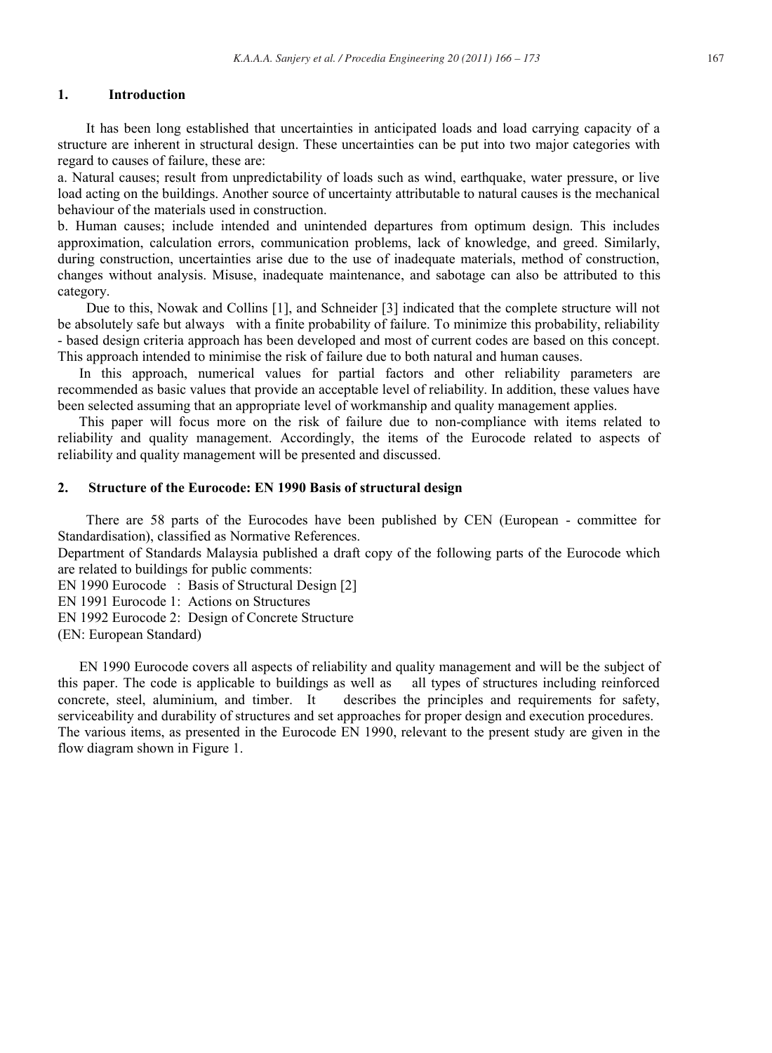## 1. Introduction

It has been long established that uncertainties in anticipated loads and load carrying capacity of a structure are inherent in structural design. These uncertainties can be put into two major categories with regard to causes of failure, these are:

a. Natural causes; result from unpredictability of loads such as wind, earthquake, water pressure, or live load acting on the buildings. Another source of uncertainty attributable to natural causes is the mechanical behaviour of the materials used in construction.

b. Human causes; include intended and unintended departures from optimum design. This includes approximation, calculation errors, communication problems, lack of knowledge, and greed. Similarly, during construction, uncertainties arise due to the use of inadequate materials, method of construction, changes without analysis. Misuse, inadequate maintenance, and sabotage can also be attributed to this category.

Due to this, Nowak and Collins [1], and Schneider [3] indicated that the complete structure will not be absolutely safe but always with a finite probability of failure. To minimize this probability, reliability - based design criteria approach has been developed and most of current codes are based on this concept. This approach intended to minimise the risk of failure due to both natural and human causes.

In this approach, numerical values for partial factors and other reliability parameters are recommended as basic values that provide an acceptable level of reliability. In addition, these values have been selected assuming that an appropriate level of workmanship and quality management applies.

This paper will focus more on the risk of failure due to non-compliance with items related to reliability and quality management. Accordingly, the items of the Eurocode related to aspects of reliability and quality management will be presented and discussed.

## 2. Structure of the Eurocode: EN 1990 Basis of structural design

There are 58 parts of the Eurocodes have been published by CEN (European - committee for Standardisation), classified as Normative References.

Department of Standards Malaysia published a draft copy of the following parts of the Eurocode which are related to buildings for public comments:

EN 1990 Eurocode : Basis of Structural Design [2]
EN 1991 Eurocode 1: Actions on Structures
EN 1992 Eurocode 2: Design of Concrete Structure
(EN: European Standard)

EN 1990 Eurocode covers all aspects of reliability and quality management and will be the subject of this paper. The code is applicable to buildings as well as all types of structures including reinforced concrete, steel, aluminium, and timber. It describes the principles and requirements for safety, serviceability and durability of structures and set approaches for proper design and execution procedures. The various items, as presented in the Eurocode EN 1990, relevant to the present study are given in the flow diagram shown in Figure 1.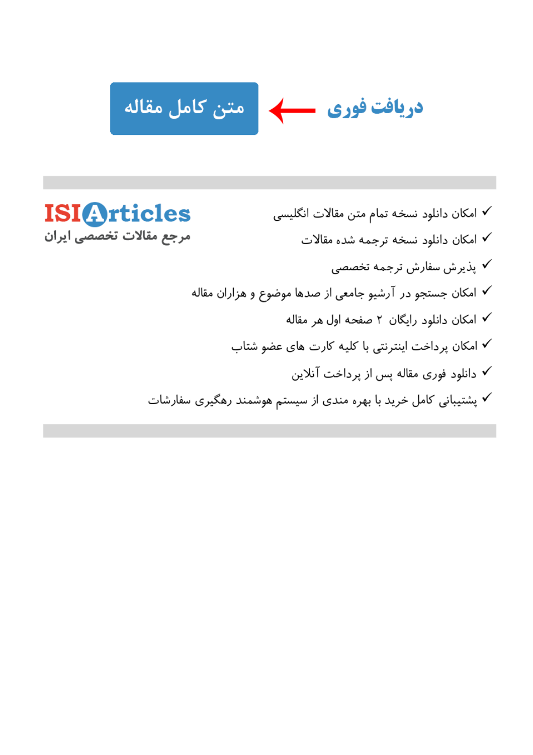دریافت فوری ← **متن کامل مقاله**

ISIArticles
مرجع مقالات تخصصی ایران

- ✓ امکان دانلود نسخه تمام متن مقالات انگلیسی
- ✓ امکان دانلود نسخه ترجمه شده مقالات
- ✓ پذیرش سفارش ترجمه تخصصی
- ✓ امکان جستجو در آرشیو جامعی از صدها موضوع و هزاران مقاله
- ✓ امکان دانلود رایگان ۲ صفحه اول هر مقاله
- ✓ امکان پرداخت اینترنتی با کلیه کارت های عضو شتاب
- ✓ دانلود فوری مقاله پس از پرداخت آنلاین
- ✓ پشتیبانی کامل خرید با بهره مندی از سیستم هوشمند رهگیری سفارشات